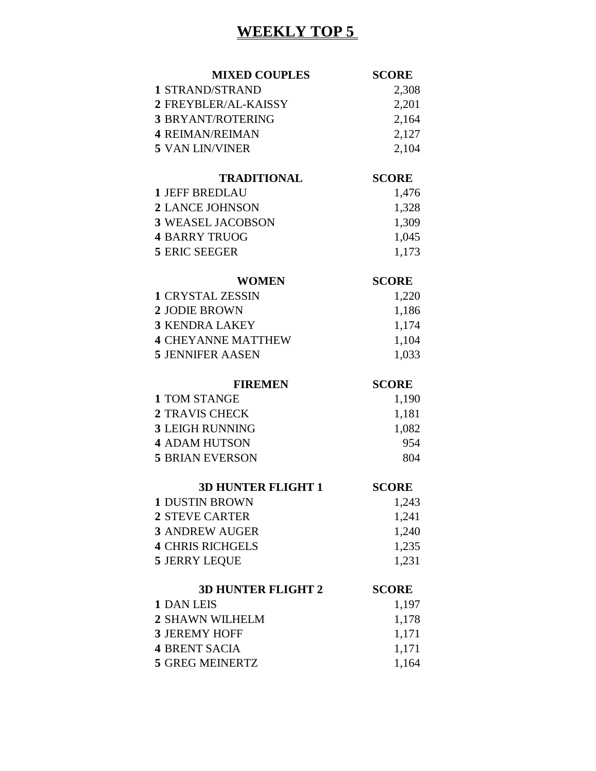# WEEKLY TOP 5

| MIXED COUPLES | SCORE |
|---|---|
| **1** STRAND/STRAND | 2,308 |
| **2** FREYBLER/AL-KAISSY | 2,201 |
| **3** BRYANT/ROTERING | 2,164 |
| **4** REIMAN/REIMAN | 2,127 |
| **5** VAN LIN/VINER | 2,104 |

| TRADITIONAL | SCORE |
|---|---|
| **1** JEFF BREDLAU | 1,476 |
| **2** LANCE JOHNSON | 1,328 |
| **3** WEASEL JACOBSON | 1,309 |
| **4** BARRY TRUOG | 1,045 |
| **5** ERIC SEEGER | 1,173 |

| WOMEN | SCORE |
|---|---|
| **1** CRYSTAL ZESSIN | 1,220 |
| **2** JODIE BROWN | 1,186 |
| **3** KENDRA LAKEY | 1,174 |
| **4** CHEYANNE MATTHEW | 1,104 |
| **5** JENNIFER AASEN | 1,033 |

| FIREMEN | SCORE |
|---|---|
| **1** TOM STANGE | 1,190 |
| **2** TRAVIS CHECK | 1,181 |
| **3** LEIGH RUNNING | 1,082 |
| **4** ADAM HUTSON | 954 |
| **5** BRIAN EVERSON | 804 |

| 3D HUNTER FLIGHT 1 | SCORE |
|---|---|
| **1** DUSTIN BROWN | 1,243 |
| **2** STEVE CARTER | 1,241 |
| **3** ANDREW AUGER | 1,240 |
| **4** CHRIS RICHGELS | 1,235 |
| **5** JERRY LEQUE | 1,231 |

| 3D HUNTER FLIGHT 2 | SCORE |
|---|---|
| **1** DAN LEIS | 1,197 |
| **2** SHAWN WILHELM | 1,178 |
| **3** JEREMY HOFF | 1,171 |
| **4** BRENT SACIA | 1,171 |
| **5** GREG MEINERTZ | 1,164 |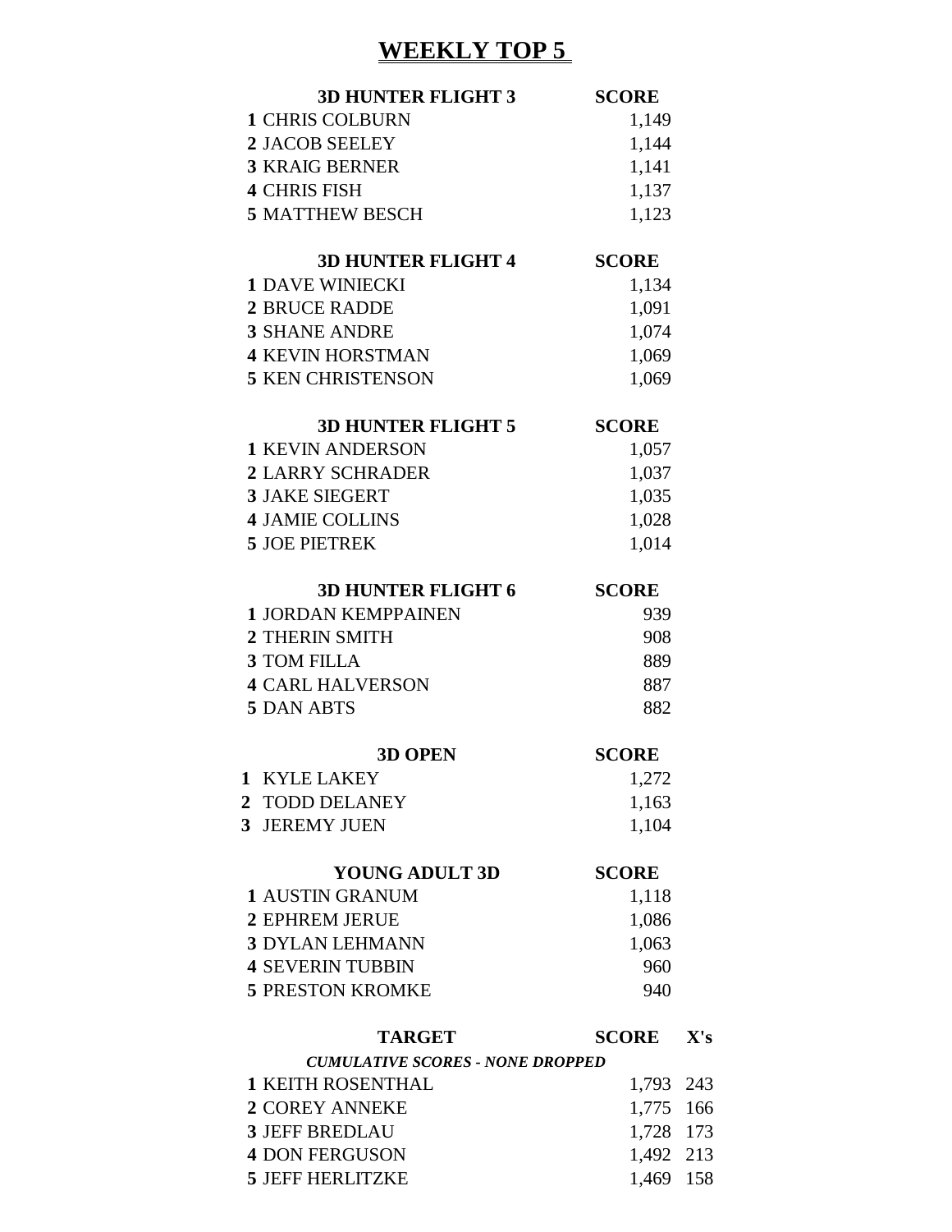# WEEKLY TOP 5

| | 3D HUNTER FLIGHT 3 | SCORE |
|---|---|---|
| 1 | CHRIS COLBURN | 1,149 |
| 2 | JACOB SEELEY | 1,144 |
| 3 | KRAIG BERNER | 1,141 |
| 4 | CHRIS FISH | 1,137 |
| 5 | MATTHEW BESCH | 1,123 |

| | 3D HUNTER FLIGHT 4 | SCORE |
|---|---|---|
| 1 | DAVE WINIECKI | 1,134 |
| 2 | BRUCE RADDE | 1,091 |
| 3 | SHANE ANDRE | 1,074 |
| 4 | KEVIN HORSTMAN | 1,069 |
| 5 | KEN CHRISTENSON | 1,069 |

| | 3D HUNTER FLIGHT 5 | SCORE |
|---|---|---|
| 1 | KEVIN ANDERSON | 1,057 |
| 2 | LARRY SCHRADER | 1,037 |
| 3 | JAKE SIEGERT | 1,035 |
| 4 | JAMIE COLLINS | 1,028 |
| 5 | JOE PIETREK | 1,014 |

| | 3D HUNTER FLIGHT 6 | SCORE |
|---|---|---|
| 1 | JORDAN KEMPPAINEN | 939 |
| 2 | THERIN SMITH | 908 |
| 3 | TOM FILLA | 889 |
| 4 | CARL HALVERSON | 887 |
| 5 | DAN ABTS | 882 |

| | 3D OPEN | SCORE |
|---|---|---|
| 1 | KYLE LAKEY | 1,272 |
| 2 | TODD DELANEY | 1,163 |
| 3 | JEREMY JUEN | 1,104 |

| | YOUNG ADULT 3D | SCORE |
|---|---|---|
| 1 | AUSTIN GRANUM | 1,118 |
| 2 | EPHREM JERUE | 1,086 |
| 3 | DYLAN LEHMANN | 1,063 |
| 4 | SEVERIN TUBBIN | 960 |
| 5 | PRESTON KROMKE | 940 |

*CUMULATIVE SCORES - NONE DROPPED*

| | TARGET | SCORE | X's |
|---|---|---|---|
| 1 | KEITH ROSENTHAL | 1,793 | 243 |
| 2 | COREY ANNEKE | 1,775 | 166 |
| 3 | JEFF BREDLAU | 1,728 | 173 |
| 4 | DON FERGUSON | 1,492 | 213 |
| 5 | JEFF HERLITZKE | 1,469 | 158 |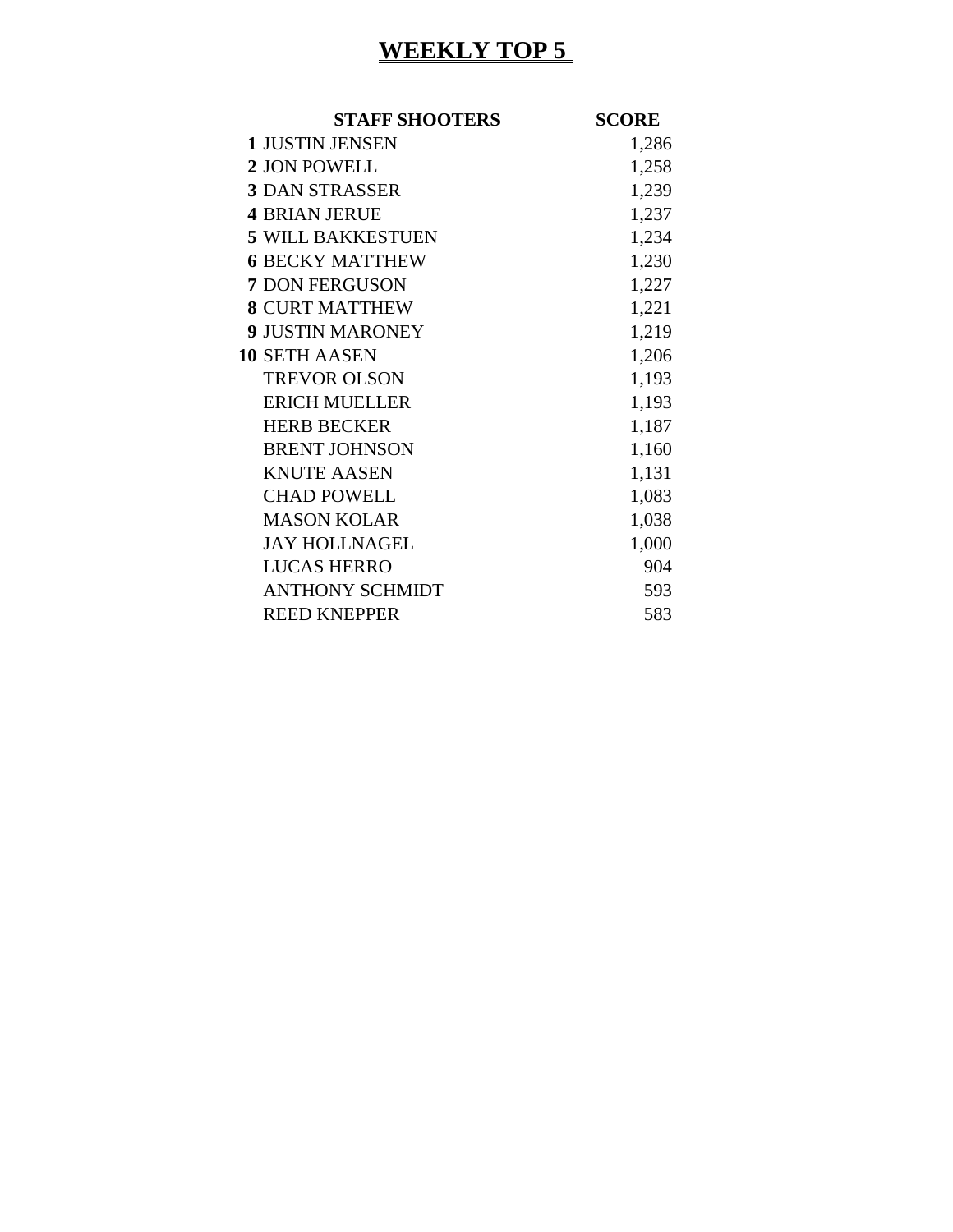# WEEKLY TOP 5

| | STAFF SHOOTERS | SCORE |
|---|---|---|
| **1** | JUSTIN JENSEN | 1,286 |
| **2** | JON POWELL | 1,258 |
| **3** | DAN STRASSER | 1,239 |
| **4** | BRIAN JERUE | 1,237 |
| **5** | WILL BAKKESTUEN | 1,234 |
| **6** | BECKY MATTHEW | 1,230 |
| **7** | DON FERGUSON | 1,227 |
| **8** | CURT MATTHEW | 1,221 |
| **9** | JUSTIN MARONEY | 1,219 |
| **10** | SETH AASEN | 1,206 |
| | TREVOR OLSON | 1,193 |
| | ERICH MUELLER | 1,193 |
| | HERB BECKER | 1,187 |
| | BRENT JOHNSON | 1,160 |
| | KNUTE AASEN | 1,131 |
| | CHAD POWELL | 1,083 |
| | MASON KOLAR | 1,038 |
| | JAY HOLLNAGEL | 1,000 |
| | LUCAS HERRO | 904 |
| | ANTHONY SCHMIDT | 593 |
| | REED KNEPPER | 583 |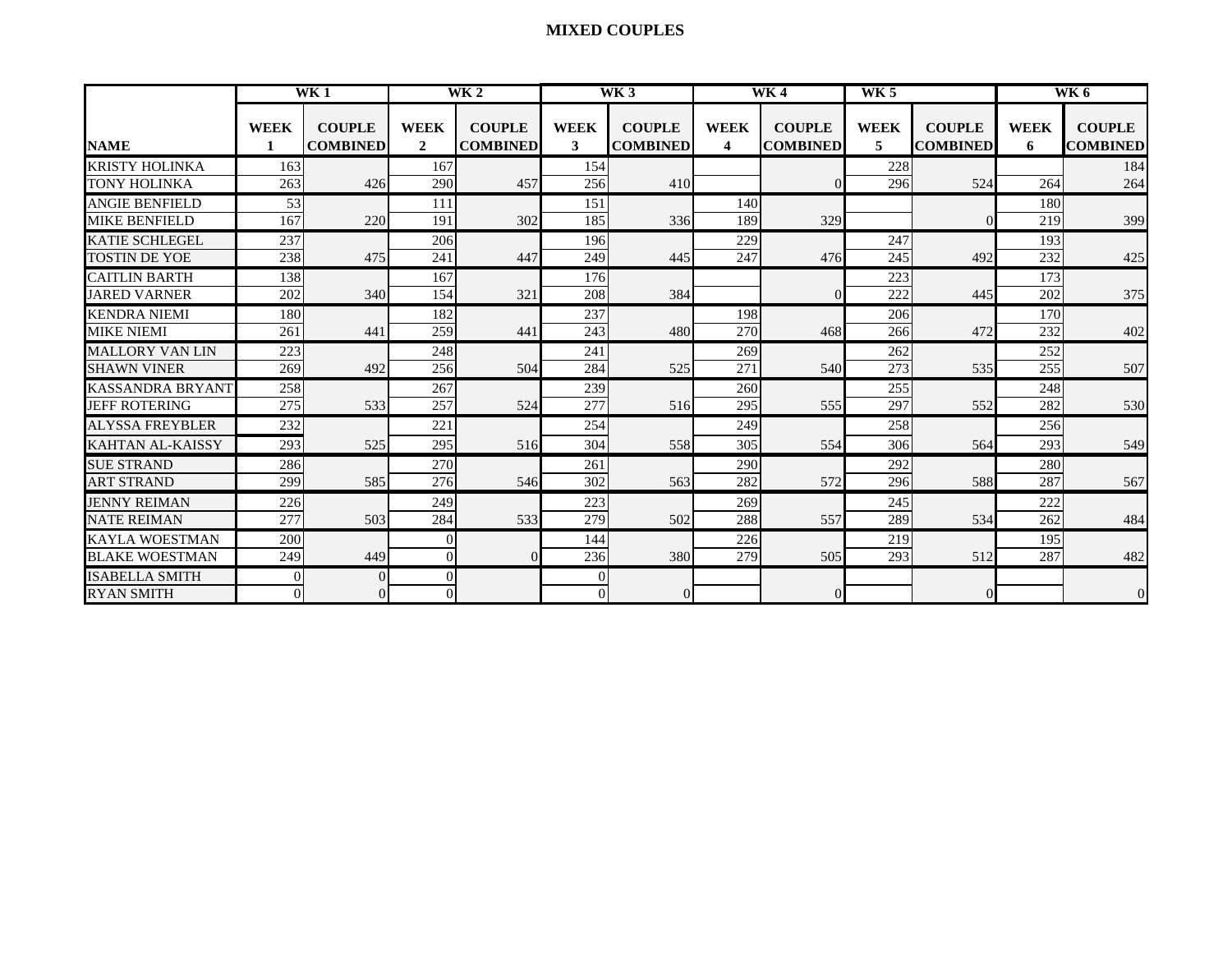# MIXED COUPLES

| NAME | WK 1 | | WK 2 | | WK 3 | | WK 4 | | WK 5 | | WK 6 | |
|---|---|---|---|---|---|---|---|---|---|---|---|---|
| | WEEK 1 | COUPLE COMBINED | WEEK 2 | COUPLE COMBINED | WEEK 3 | COUPLE COMBINED | WEEK 4 | COUPLE COMBINED | WEEK 5 | COUPLE COMBINED | WEEK 6 | COUPLE COMBINED |
| KRISTY HOLINKA | 163 | | 167 | | 154 | | | | 228 | | | 184 |
| TONY HOLINKA | 263 | 426 | 290 | 457 | 256 | 410 | | 0 | 296 | 524 | 264 | 264 |
| ANGIE BENFIELD | 53 | | 111 | | 151 | | 140 | | | | 180 | |
| MIKE BENFIELD | 167 | 220 | 191 | 302 | 185 | 336 | 189 | 329 | | 0 | 219 | 399 |
| KATIE SCHLEGEL | 237 | | 206 | | 196 | | 229 | | 247 | | 193 | |
| TOSTIN DE YOE | 238 | 475 | 241 | 447 | 249 | 445 | 247 | 476 | 245 | 492 | 232 | 425 |
| CAITLIN BARTH | 138 | | 167 | | 176 | | | | 223 | | 173 | |
| JARED VARNER | 202 | 340 | 154 | 321 | 208 | 384 | | 0 | 222 | 445 | 202 | 375 |
| KENDRA NIEMI | 180 | | 182 | | 237 | | 198 | | 206 | | 170 | |
| MIKE NIEMI | 261 | 441 | 259 | 441 | 243 | 480 | 270 | 468 | 266 | 472 | 232 | 402 |
| MALLORY VAN LIN | 223 | | 248 | | 241 | | 269 | | 262 | | 252 | |
| SHAWN VINER | 269 | 492 | 256 | 504 | 284 | 525 | 271 | 540 | 273 | 535 | 255 | 507 |
| KASSANDRA BRYANT | 258 | | 267 | | 239 | | 260 | | 255 | | 248 | |
| JEFF ROTERING | 275 | 533 | 257 | 524 | 277 | 516 | 295 | 555 | 297 | 552 | 282 | 530 |
| ALYSSA FREYBLER | 232 | | 221 | | 254 | | 249 | | 258 | | 256 | |
| KAHTAN AL-KAISSY | 293 | 525 | 295 | 516 | 304 | 558 | 305 | 554 | 306 | 564 | 293 | 549 |
| SUE STRAND | 286 | | 270 | | 261 | | 290 | | 292 | | 280 | |
| ART STRAND | 299 | 585 | 276 | 546 | 302 | 563 | 282 | 572 | 296 | 588 | 287 | 567 |
| JENNY REIMAN | 226 | | 249 | | 223 | | 269 | | 245 | | 222 | |
| NATE REIMAN | 277 | 503 | 284 | 533 | 279 | 502 | 288 | 557 | 289 | 534 | 262 | 484 |
| KAYLA WOESTMAN | 200 | | 0 | | 144 | | 226 | | 219 | | 195 | |
| BLAKE WOESTMAN | 249 | 449 | 0 | 0 | 236 | 380 | 279 | 505 | 293 | 512 | 287 | 482 |
| ISABELLA SMITH | 0 | 0 | 0 | | 0 | | | | | | | |
| RYAN SMITH | 0 | 0 | 0 | | 0 | 0 | | 0 | | 0 | | 0 |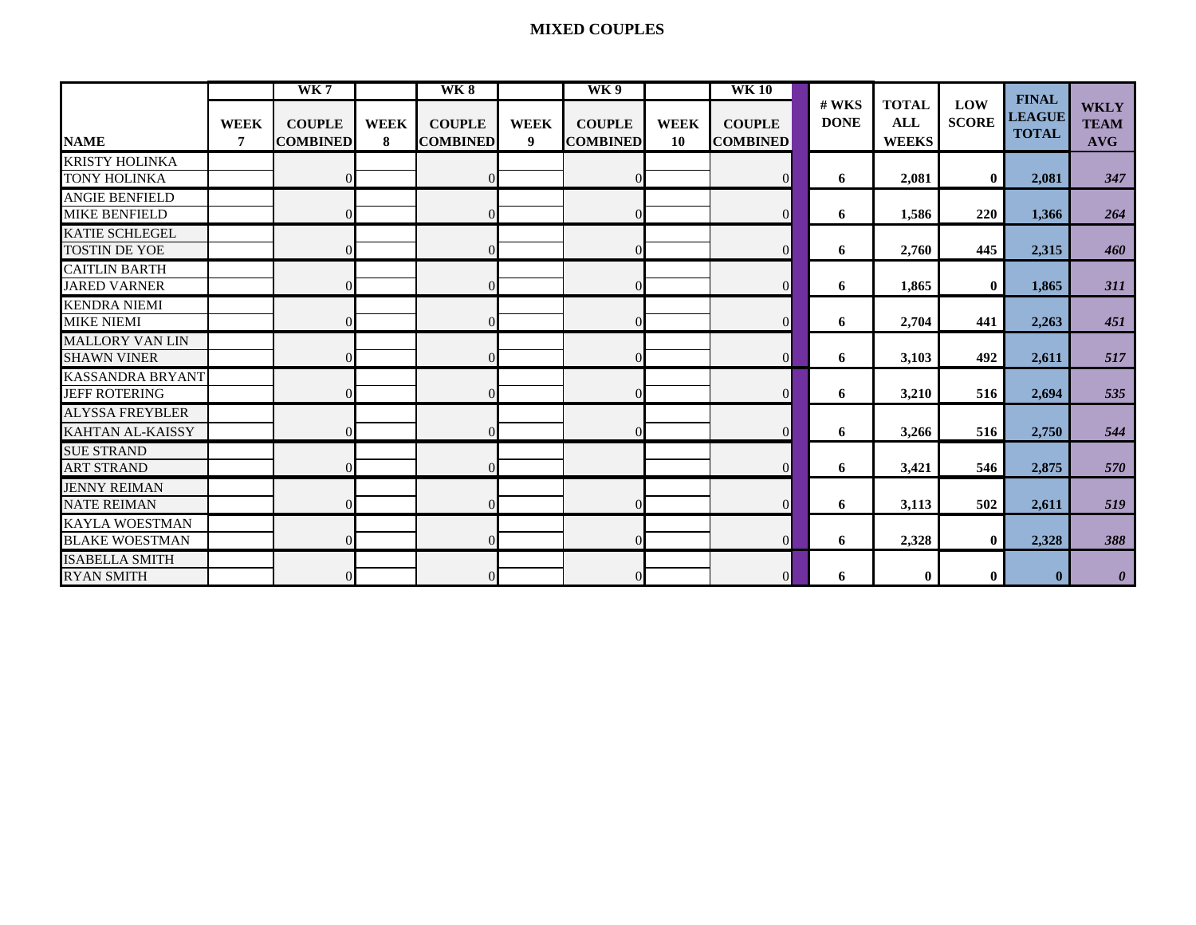# MIXED COUPLES

| NAME | WEEK 7 | WK 7 COUPLE COMBINED | WEEK 8 | WK 8 COUPLE COMBINED | WEEK 9 | WK 9 COUPLE COMBINED | WEEK 10 | WK 10 COUPLE COMBINED | # WKS DONE | TOTAL ALL WEEKS | LOW SCORE | FINAL LEAGUE TOTAL | WKLY TEAM AVG |
|---|---|---|---|---|---|---|---|---|---|---|---|---|---|
| KRISTY HOLINKA | | | | | | | | | | | | | |
| TONY HOLINKA | | 0 | | 0 | | 0 | | 0 | **6** | **2,081** | **0** | **2,081** | ***347*** |
| ANGIE BENFIELD | | | | | | | | | | | | | |
| MIKE BENFIELD | | 0 | | 0 | | 0 | | 0 | **6** | **1,586** | **220** | **1,366** | ***264*** |
| KATIE SCHLEGEL | | | | | | | | | | | | | |
| TOSTIN DE YOE | | 0 | | 0 | | 0 | | 0 | **6** | **2,760** | **445** | **2,315** | ***460*** |
| CAITLIN BARTH | | | | | | | | | | | | | |
| JARED VARNER | | 0 | | 0 | | 0 | | 0 | **6** | **1,865** | **0** | **1,865** | ***311*** |
| KENDRA NIEMI | | | | | | | | | | | | | |
| MIKE NIEMI | | 0 | | 0 | | 0 | | 0 | **6** | **2,704** | **441** | **2,263** | ***451*** |
| MALLORY VAN LIN | | | | | | | | | | | | | |
| SHAWN VINER | | 0 | | 0 | | 0 | | 0 | **6** | **3,103** | **492** | **2,611** | ***517*** |
| KASSANDRA BRYANT | | | | | | | | | | | | | |
| JEFF ROTERING | | 0 | | 0 | | 0 | | 0 | **6** | **3,210** | **516** | **2,694** | ***535*** |
| ALYSSA FREYBLER | | | | | | | | | | | | | |
| KAHTAN AL-KAISSY | | 0 | | 0 | | 0 | | 0 | **6** | **3,266** | **516** | **2,750** | ***544*** |
| SUE STRAND | | | | | | | | | | | | | |
| ART STRAND | | 0 | | 0 | | | | 0 | **6** | **3,421** | **546** | **2,875** | ***570*** |
| JENNY REIMAN | | | | | | | | | | | | | |
| NATE REIMAN | | 0 | | 0 | | 0 | | 0 | **6** | **3,113** | **502** | **2,611** | ***519*** |
| KAYLA WOESTMAN | | | | | | | | | | | | | |
| BLAKE WOESTMAN | | 0 | | 0 | | 0 | | 0 | **6** | **2,328** | **0** | **2,328** | ***388*** |
| ISABELLA SMITH | | | | | | | | | | | | | |
| RYAN SMITH | | 0 | | 0 | | 0 | | 0 | **6** | **0** | **0** | **0** | ***0*** |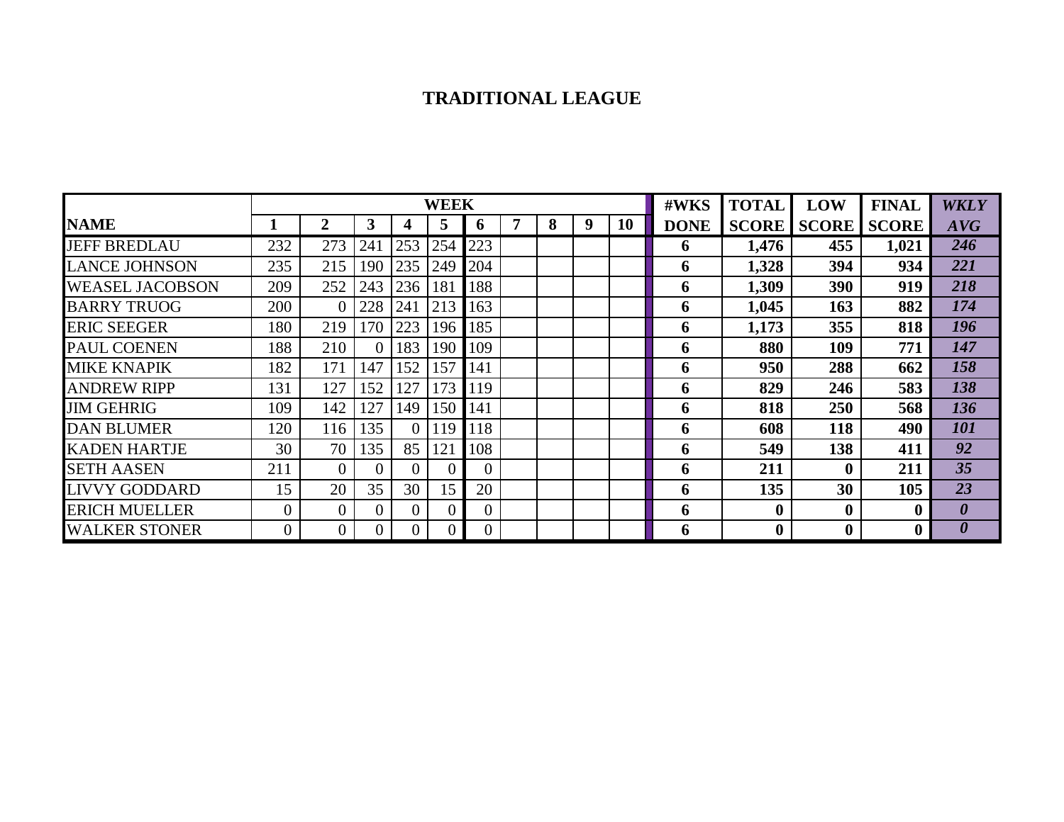# TRADITIONAL LEAGUE

| NAME | WEEK 1 | 2 | 3 | 4 | 5 | 6 | 7 | 8 | 9 | 10 | #WKS DONE | TOTAL SCORE | LOW SCORE | FINAL SCORE | *WKLY AVG* |
|---|---|---|---|---|---|---|---|---|---|---|---|---|---|---|---|
| JEFF BREDLAU | 232 | 273 | 241 | 253 | 254 | 223 | | | | | **6** | **1,476** | **455** | **1,021** | ***246*** |
| LANCE JOHNSON | 235 | 215 | 190 | 235 | 249 | 204 | | | | | **6** | **1,328** | **394** | **934** | ***221*** |
| WEASEL JACOBSON | 209 | 252 | 243 | 236 | 181 | 188 | | | | | **6** | **1,309** | **390** | **919** | ***218*** |
| BARRY TRUOG | 200 | 0 | 228 | 241 | 213 | 163 | | | | | **6** | **1,045** | **163** | **882** | ***174*** |
| ERIC SEEGER | 180 | 219 | 170 | 223 | 196 | 185 | | | | | **6** | **1,173** | **355** | **818** | ***196*** |
| PAUL COENEN | 188 | 210 | 0 | 183 | 190 | 109 | | | | | **6** | **880** | **109** | **771** | ***147*** |
| MIKE KNAPIK | 182 | 171 | 147 | 152 | 157 | 141 | | | | | **6** | **950** | **288** | **662** | ***158*** |
| ANDREW RIPP | 131 | 127 | 152 | 127 | 173 | 119 | | | | | **6** | **829** | **246** | **583** | ***138*** |
| JIM GEHRIG | 109 | 142 | 127 | 149 | 150 | 141 | | | | | **6** | **818** | **250** | **568** | ***136*** |
| DAN BLUMER | 120 | 116 | 135 | 0 | 119 | 118 | | | | | **6** | **608** | **118** | **490** | ***101*** |
| KADEN HARTJE | 30 | 70 | 135 | 85 | 121 | 108 | | | | | **6** | **549** | **138** | **411** | ***92*** |
| SETH AASEN | 211 | 0 | 0 | 0 | 0 | 0 | | | | | **6** | **211** | **0** | **211** | ***35*** |
| LIVVY GODDARD | 15 | 20 | 35 | 30 | 15 | 20 | | | | | **6** | **135** | **30** | **105** | ***23*** |
| ERICH MUELLER | 0 | 0 | 0 | 0 | 0 | 0 | | | | | **6** | **0** | **0** | **0** | ***0*** |
| WALKER STONER | 0 | 0 | 0 | 0 | 0 | 0 | | | | | **6** | **0** | **0** | **0** | ***0*** |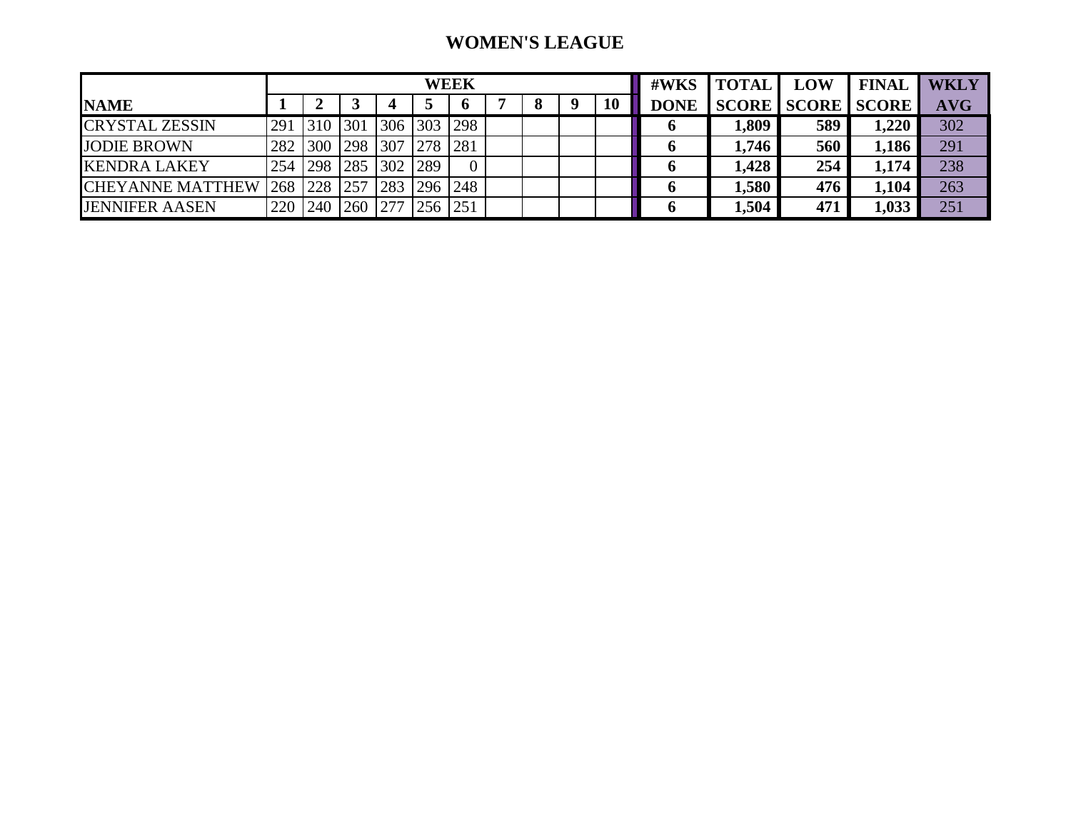# WOMEN'S LEAGUE

| NAME | WEEK 1 | 2 | 3 | 4 | 5 | 6 | 7 | 8 | 9 | 10 | #WKS DONE | TOTAL SCORE | LOW SCORE | FINAL SCORE | WKLY AVG |
|---|---|---|---|---|---|---|---|---|---|---|---|---|---|---|---|
| CRYSTAL ZESSIN | 291 | 310 | 301 | 306 | 303 | 298 | | | | | 6 | 1,809 | 589 | 1,220 | 302 |
| JODIE BROWN | 282 | 300 | 298 | 307 | 278 | 281 | | | | | 6 | 1,746 | 560 | 1,186 | 291 |
| KENDRA LAKEY | 254 | 298 | 285 | 302 | 289 | 0 | | | | | 6 | 1,428 | 254 | 1,174 | 238 |
| CHEYANNE MATTHEW | 268 | 228 | 257 | 283 | 296 | 248 | | | | | 6 | 1,580 | 476 | 1,104 | 263 |
| JENNIFER AASEN | 220 | 240 | 260 | 277 | 256 | 251 | | | | | 6 | 1,504 | 471 | 1,033 | 251 |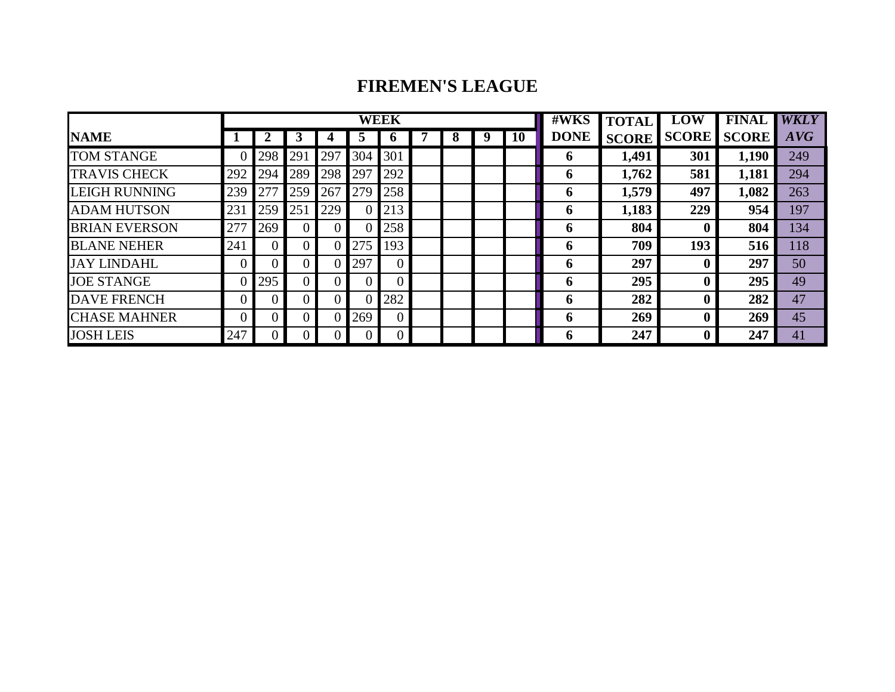# FIREMEN'S LEAGUE

| NAME | WEEK 1 | 2 | 3 | 4 | 5 | 6 | 7 | 8 | 9 | 10 | #WKS DONE | TOTAL SCORE | LOW SCORE | FINAL SCORE | *WKLY AVG* |
|---|---|---|---|---|---|---|---|---|---|---|---|---|---|---|---|
| TOM STANGE | 0 | 298 | 291 | 297 | 304 | 301 | | | | | **6** | **1,491** | **301** | **1,190** | 249 |
| TRAVIS CHECK | 292 | 294 | 289 | 298 | 297 | 292 | | | | | **6** | **1,762** | **581** | **1,181** | 294 |
| LEIGH RUNNING | 239 | 277 | 259 | 267 | 279 | 258 | | | | | **6** | **1,579** | **497** | **1,082** | 263 |
| ADAM HUTSON | 231 | 259 | 251 | 229 | 0 | 213 | | | | | **6** | **1,183** | **229** | **954** | 197 |
| BRIAN EVERSON | 277 | 269 | 0 | 0 | 0 | 258 | | | | | **6** | **804** | **0** | **804** | 134 |
| BLANE NEHER | 241 | 0 | 0 | 0 | 275 | 193 | | | | | **6** | **709** | **193** | **516** | 118 |
| JAY LINDAHL | 0 | 0 | 0 | 0 | 297 | 0 | | | | | **6** | **297** | **0** | **297** | 50 |
| JOE STANGE | 0 | 295 | 0 | 0 | 0 | 0 | | | | | **6** | **295** | **0** | **295** | 49 |
| DAVE FRENCH | 0 | 0 | 0 | 0 | 0 | 282 | | | | | **6** | **282** | **0** | **282** | 47 |
| CHASE MAHNER | 0 | 0 | 0 | 0 | 269 | 0 | | | | | **6** | **269** | **0** | **269** | 45 |
| JOSH LEIS | 247 | 0 | 0 | 0 | 0 | 0 | | | | | **6** | **247** | **0** | **247** | 41 |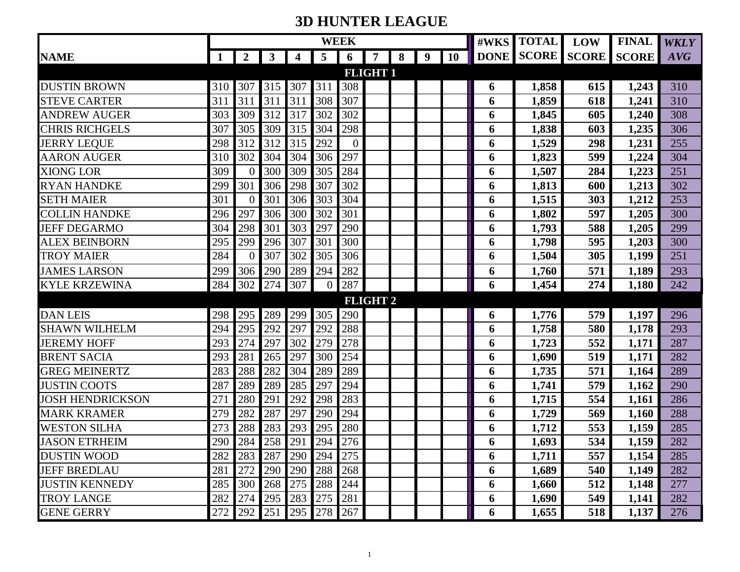# 3D HUNTER LEAGUE

| NAME | WEEK 1 | 2 | 3 | 4 | 5 | 6 | 7 | 8 | 9 | 10 | #WKS DONE | TOTAL SCORE | LOW SCORE | FINAL SCORE | *WKLY AVG* |
|---|---|---|---|---|---|---|---|---|---|---|---|---|---|---|---|
| **FLIGHT 1** | | | | | | | | | | | | | | | |
| DUSTIN BROWN | 310 | 307 | 315 | 307 | 311 | 308 | | | | | **6** | **1,858** | **615** | **1,243** | 310 |
| STEVE CARTER | 311 | 311 | 311 | 311 | 308 | 307 | | | | | **6** | **1,859** | **618** | **1,241** | 310 |
| ANDREW AUGER | 303 | 309 | 312 | 317 | 302 | 302 | | | | | **6** | **1,845** | **605** | **1,240** | 308 |
| CHRIS RICHGELS | 307 | 305 | 309 | 315 | 304 | 298 | | | | | **6** | **1,838** | **603** | **1,235** | 306 |
| JERRY LEQUE | 298 | 312 | 312 | 315 | 292 | 0 | | | | | **6** | **1,529** | **298** | **1,231** | 255 |
| AARON AUGER | 310 | 302 | 304 | 304 | 306 | 297 | | | | | **6** | **1,823** | **599** | **1,224** | 304 |
| XIONG LOR | 309 | 0 | 300 | 309 | 305 | 284 | | | | | **6** | **1,507** | **284** | **1,223** | 251 |
| RYAN HANDKE | 299 | 301 | 306 | 298 | 307 | 302 | | | | | **6** | **1,813** | **600** | **1,213** | 302 |
| SETH MAIER | 301 | 0 | 301 | 306 | 303 | 304 | | | | | **6** | **1,515** | **303** | **1,212** | 253 |
| COLLIN HANDKE | 296 | 297 | 306 | 300 | 302 | 301 | | | | | **6** | **1,802** | **597** | **1,205** | 300 |
| JEFF DEGARMO | 304 | 298 | 301 | 303 | 297 | 290 | | | | | **6** | **1,793** | **588** | **1,205** | 299 |
| ALEX BEINBORN | 295 | 299 | 296 | 307 | 301 | 300 | | | | | **6** | **1,798** | **595** | **1,203** | 300 |
| TROY MAIER | 284 | 0 | 307 | 302 | 305 | 306 | | | | | **6** | **1,504** | **305** | **1,199** | 251 |
| JAMES LARSON | 299 | 306 | 290 | 289 | 294 | 282 | | | | | **6** | **1,760** | **571** | **1,189** | 293 |
| KYLE KRZEWINA | 284 | 302 | 274 | 307 | 0 | 287 | | | | | **6** | **1,454** | **274** | **1,180** | 242 |
| **FLIGHT 2** | | | | | | | | | | | | | | | |
| DAN LEIS | 298 | 295 | 289 | 299 | 305 | 290 | | | | | **6** | **1,776** | **579** | **1,197** | 296 |
| SHAWN WILHELM | 294 | 295 | 292 | 297 | 292 | 288 | | | | | **6** | **1,758** | **580** | **1,178** | 293 |
| JEREMY HOFF | 293 | 274 | 297 | 302 | 279 | 278 | | | | | **6** | **1,723** | **552** | **1,171** | 287 |
| BRENT SACIA | 293 | 281 | 265 | 297 | 300 | 254 | | | | | **6** | **1,690** | **519** | **1,171** | 282 |
| GREG MEINERTZ | 283 | 288 | 282 | 304 | 289 | 289 | | | | | **6** | **1,735** | **571** | **1,164** | 289 |
| JUSTIN COOTS | 287 | 289 | 289 | 285 | 297 | 294 | | | | | **6** | **1,741** | **579** | **1,162** | 290 |
| JOSH HENDRICKSON | 271 | 280 | 291 | 292 | 298 | 283 | | | | | **6** | **1,715** | **554** | **1,161** | 286 |
| MARK KRAMER | 279 | 282 | 287 | 297 | 290 | 294 | | | | | **6** | **1,729** | **569** | **1,160** | 288 |
| WESTON SILHA | 273 | 288 | 283 | 293 | 295 | 280 | | | | | **6** | **1,712** | **553** | **1,159** | 285 |
| JASON ETRHEIM | 290 | 284 | 258 | 291 | 294 | 276 | | | | | **6** | **1,693** | **534** | **1,159** | 282 |
| DUSTIN WOOD | 282 | 283 | 287 | 290 | 294 | 275 | | | | | **6** | **1,711** | **557** | **1,154** | 285 |
| JEFF BREDLAU | 281 | 272 | 290 | 290 | 288 | 268 | | | | | **6** | **1,689** | **540** | **1,149** | 282 |
| JUSTIN KENNEDY | 285 | 300 | 268 | 275 | 288 | 244 | | | | | **6** | **1,660** | **512** | **1,148** | 277 |
| TROY LANGE | 282 | 274 | 295 | 283 | 275 | 281 | | | | | **6** | **1,690** | **549** | **1,141** | 282 |
| GENE GERRY | 272 | 292 | 251 | 295 | 278 | 267 | | | | | **6** | **1,655** | **518** | **1,137** | 276 |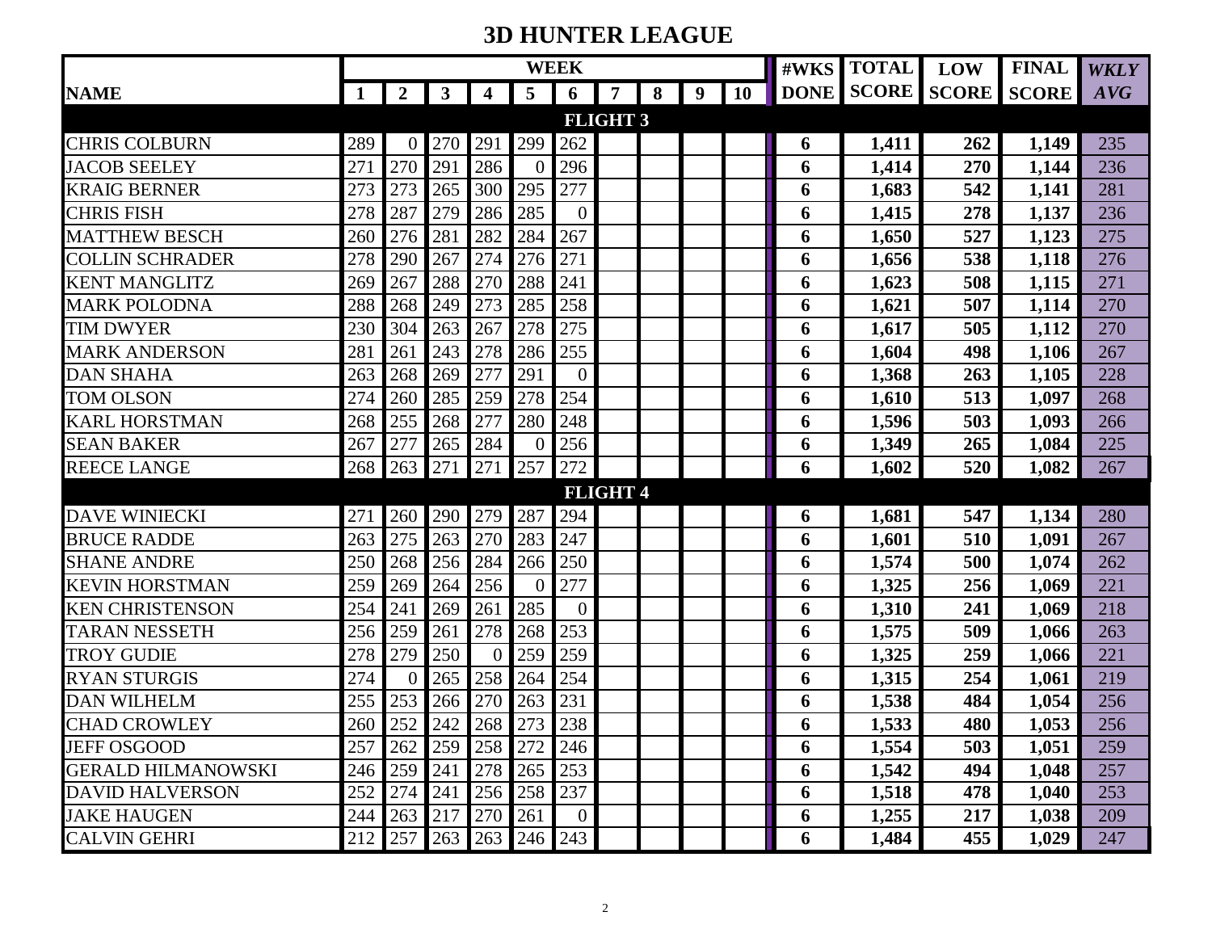# 3D HUNTER LEAGUE

| NAME | WEEK 1 | 2 | 3 | 4 | 5 | 6 | 7 | 8 | 9 | 10 | #WKS DONE | TOTAL SCORE | LOW SCORE | FINAL SCORE | *WKLY AVG* |
|---|---|---|---|---|---|---|---|---|---|---|---|---|---|---|---|
| **FLIGHT 3** | | | | | | | | | | | | | | | |
| CHRIS COLBURN | 289 | 0 | 270 | 291 | 299 | 262 | | | | | **6** | **1,411** | **262** | **1,149** | 235 |
| JACOB SEELEY | 271 | 270 | 291 | 286 | 0 | 296 | | | | | **6** | **1,414** | **270** | **1,144** | 236 |
| KRAIG BERNER | 273 | 273 | 265 | 300 | 295 | 277 | | | | | **6** | **1,683** | **542** | **1,141** | 281 |
| CHRIS FISH | 278 | 287 | 279 | 286 | 285 | 0 | | | | | **6** | **1,415** | **278** | **1,137** | 236 |
| MATTHEW BESCH | 260 | 276 | 281 | 282 | 284 | 267 | | | | | **6** | **1,650** | **527** | **1,123** | 275 |
| COLLIN SCHRADER | 278 | 290 | 267 | 274 | 276 | 271 | | | | | **6** | **1,656** | **538** | **1,118** | 276 |
| KENT MANGLITZ | 269 | 267 | 288 | 270 | 288 | 241 | | | | | **6** | **1,623** | **508** | **1,115** | 271 |
| MARK POLODNA | 288 | 268 | 249 | 273 | 285 | 258 | | | | | **6** | **1,621** | **507** | **1,114** | 270 |
| TIM DWYER | 230 | 304 | 263 | 267 | 278 | 275 | | | | | **6** | **1,617** | **505** | **1,112** | 270 |
| MARK ANDERSON | 281 | 261 | 243 | 278 | 286 | 255 | | | | | **6** | **1,604** | **498** | **1,106** | 267 |
| DAN SHAHA | 263 | 268 | 269 | 277 | 291 | 0 | | | | | **6** | **1,368** | **263** | **1,105** | 228 |
| TOM OLSON | 274 | 260 | 285 | 259 | 278 | 254 | | | | | **6** | **1,610** | **513** | **1,097** | 268 |
| KARL HORSTMAN | 268 | 255 | 268 | 277 | 280 | 248 | | | | | **6** | **1,596** | **503** | **1,093** | 266 |
| SEAN BAKER | 267 | 277 | 265 | 284 | 0 | 256 | | | | | **6** | **1,349** | **265** | **1,084** | 225 |
| REECE LANGE | 268 | 263 | 271 | 271 | 257 | 272 | | | | | **6** | **1,602** | **520** | **1,082** | 267 |
| **FLIGHT 4** | | | | | | | | | | | | | | | |
| DAVE WINIECKI | 271 | 260 | 290 | 279 | 287 | 294 | | | | | **6** | **1,681** | **547** | **1,134** | 280 |
| BRUCE RADDE | 263 | 275 | 263 | 270 | 283 | 247 | | | | | **6** | **1,601** | **510** | **1,091** | 267 |
| SHANE ANDRE | 250 | 268 | 256 | 284 | 266 | 250 | | | | | **6** | **1,574** | **500** | **1,074** | 262 |
| KEVIN HORSTMAN | 259 | 269 | 264 | 256 | 0 | 277 | | | | | **6** | **1,325** | **256** | **1,069** | 221 |
| KEN CHRISTENSON | 254 | 241 | 269 | 261 | 285 | 0 | | | | | **6** | **1,310** | **241** | **1,069** | 218 |
| TARAN NESSETH | 256 | 259 | 261 | 278 | 268 | 253 | | | | | **6** | **1,575** | **509** | **1,066** | 263 |
| TROY GUDIE | 278 | 279 | 250 | 0 | 259 | 259 | | | | | **6** | **1,325** | **259** | **1,066** | 221 |
| RYAN STURGIS | 274 | 0 | 265 | 258 | 264 | 254 | | | | | **6** | **1,315** | **254** | **1,061** | 219 |
| DAN WILHELM | 255 | 253 | 266 | 270 | 263 | 231 | | | | | **6** | **1,538** | **484** | **1,054** | 256 |
| CHAD CROWLEY | 260 | 252 | 242 | 268 | 273 | 238 | | | | | **6** | **1,533** | **480** | **1,053** | 256 |
| JEFF OSGOOD | 257 | 262 | 259 | 258 | 272 | 246 | | | | | **6** | **1,554** | **503** | **1,051** | 259 |
| GERALD HILMANOWSKI | 246 | 259 | 241 | 278 | 265 | 253 | | | | | **6** | **1,542** | **494** | **1,048** | 257 |
| DAVID HALVERSON | 252 | 274 | 241 | 256 | 258 | 237 | | | | | **6** | **1,518** | **478** | **1,040** | 253 |
| JAKE HAUGEN | 244 | 263 | 217 | 270 | 261 | 0 | | | | | **6** | **1,255** | **217** | **1,038** | 209 |
| CALVIN GEHRI | 212 | 257 | 263 | 263 | 246 | 243 | | | | | **6** | **1,484** | **455** | **1,029** | 247 |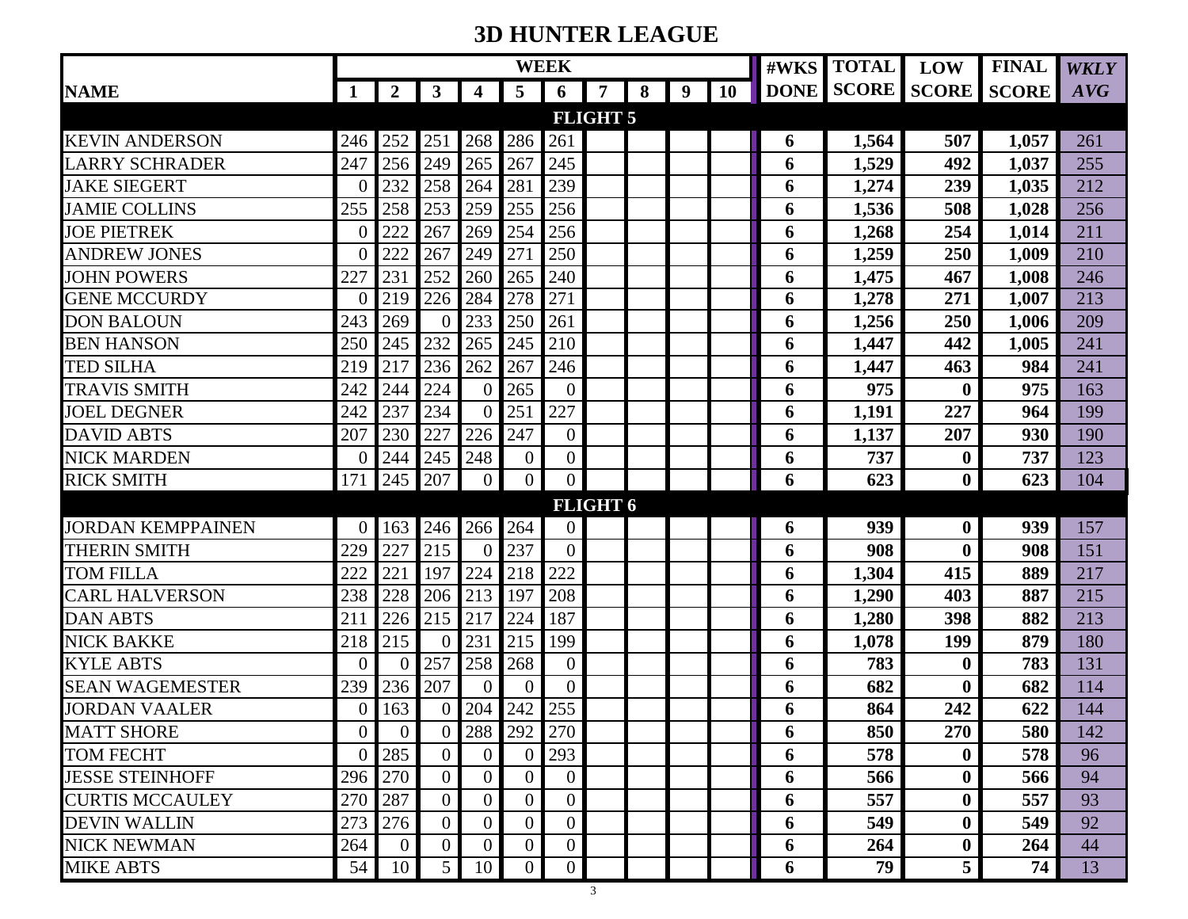# 3D HUNTER LEAGUE

| NAME | WEEK 1 | 2 | 3 | 4 | 5 | 6 | 7 | 8 | 9 | 10 | #WKS DONE | TOTAL SCORE | LOW SCORE | FINAL SCORE | WKLY AVG |
|---|---|---|---|---|---|---|---|---|---|---|---|---|---|---|---|
| **FLIGHT 5** | | | | | | | | | | | | | | | |
| KEVIN ANDERSON | 246 | 252 | 251 | 268 | 286 | 261 | | | | | 6 | 1,564 | 507 | 1,057 | 261 |
| LARRY SCHRADER | 247 | 256 | 249 | 265 | 267 | 245 | | | | | 6 | 1,529 | 492 | 1,037 | 255 |
| JAKE SIEGERT | 0 | 232 | 258 | 264 | 281 | 239 | | | | | 6 | 1,274 | 239 | 1,035 | 212 |
| JAMIE COLLINS | 255 | 258 | 253 | 259 | 255 | 256 | | | | | 6 | 1,536 | 508 | 1,028 | 256 |
| JOE PIETREK | 0 | 222 | 267 | 269 | 254 | 256 | | | | | 6 | 1,268 | 254 | 1,014 | 211 |
| ANDREW JONES | 0 | 222 | 267 | 249 | 271 | 250 | | | | | 6 | 1,259 | 250 | 1,009 | 210 |
| JOHN POWERS | 227 | 231 | 252 | 260 | 265 | 240 | | | | | 6 | 1,475 | 467 | 1,008 | 246 |
| GENE MCCURDY | 0 | 219 | 226 | 284 | 278 | 271 | | | | | 6 | 1,278 | 271 | 1,007 | 213 |
| DON BALOUN | 243 | 269 | 0 | 233 | 250 | 261 | | | | | 6 | 1,256 | 250 | 1,006 | 209 |
| BEN HANSON | 250 | 245 | 232 | 265 | 245 | 210 | | | | | 6 | 1,447 | 442 | 1,005 | 241 |
| TED SILHA | 219 | 217 | 236 | 262 | 267 | 246 | | | | | 6 | 1,447 | 463 | 984 | 241 |
| TRAVIS SMITH | 242 | 244 | 224 | 0 | 265 | 0 | | | | | 6 | 975 | 0 | 975 | 163 |
| JOEL DEGNER | 242 | 237 | 234 | 0 | 251 | 227 | | | | | 6 | 1,191 | 227 | 964 | 199 |
| DAVID ABTS | 207 | 230 | 227 | 226 | 247 | 0 | | | | | 6 | 1,137 | 207 | 930 | 190 |
| NICK MARDEN | 0 | 244 | 245 | 248 | 0 | 0 | | | | | 6 | 737 | 0 | 737 | 123 |
| RICK SMITH | 171 | 245 | 207 | 0 | 0 | 0 | | | | | 6 | 623 | 0 | 623 | 104 |
| **FLIGHT 6** | | | | | | | | | | | | | | | |
| JORDAN KEMPPAINEN | 0 | 163 | 246 | 266 | 264 | 0 | | | | | 6 | 939 | 0 | 939 | 157 |
| THERIN SMITH | 229 | 227 | 215 | 0 | 237 | 0 | | | | | 6 | 908 | 0 | 908 | 151 |
| TOM FILLA | 222 | 221 | 197 | 224 | 218 | 222 | | | | | 6 | 1,304 | 415 | 889 | 217 |
| CARL HALVERSON | 238 | 228 | 206 | 213 | 197 | 208 | | | | | 6 | 1,290 | 403 | 887 | 215 |
| DAN ABTS | 211 | 226 | 215 | 217 | 224 | 187 | | | | | 6 | 1,280 | 398 | 882 | 213 |
| NICK BAKKE | 218 | 215 | 0 | 231 | 215 | 199 | | | | | 6 | 1,078 | 199 | 879 | 180 |
| KYLE ABTS | 0 | 0 | 257 | 258 | 268 | 0 | | | | | 6 | 783 | 0 | 783 | 131 |
| SEAN WAGEMESTER | 239 | 236 | 207 | 0 | 0 | 0 | | | | | 6 | 682 | 0 | 682 | 114 |
| JORDAN VAALER | 0 | 163 | 0 | 204 | 242 | 255 | | | | | 6 | 864 | 242 | 622 | 144 |
| MATT SHORE | 0 | 0 | 0 | 288 | 292 | 270 | | | | | 6 | 850 | 270 | 580 | 142 |
| TOM FECHT | 0 | 285 | 0 | 0 | 0 | 293 | | | | | 6 | 578 | 0 | 578 | 96 |
| JESSE STEINHOFF | 296 | 270 | 0 | 0 | 0 | 0 | | | | | 6 | 566 | 0 | 566 | 94 |
| CURTIS MCCAULEY | 270 | 287 | 0 | 0 | 0 | 0 | | | | | 6 | 557 | 0 | 557 | 93 |
| DEVIN WALLIN | 273 | 276 | 0 | 0 | 0 | 0 | | | | | 6 | 549 | 0 | 549 | 92 |
| NICK NEWMAN | 264 | 0 | 0 | 0 | 0 | 0 | | | | | 6 | 264 | 0 | 264 | 44 |
| MIKE ABTS | 54 | 10 | 5 | 10 | 0 | 0 | | | | | 6 | 79 | 5 | 74 | 13 |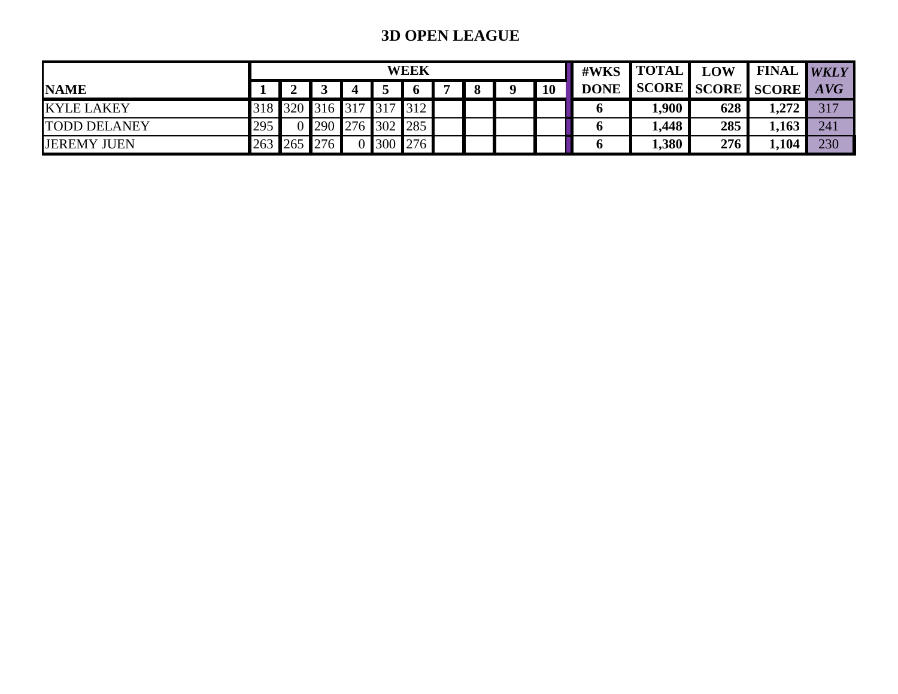## 3D OPEN LEAGUE

| NAME | WEEK | | | | | | | | | | #WKS DONE | TOTAL SCORE | LOW SCORE | FINAL SCORE | *WKLY AVG* |
|---|---|---|---|---|---|---|---|---|---|---|---|---|---|---|---|
| | 1 | 2 | 3 | 4 | 5 | 6 | 7 | 8 | 9 | 10 | | | | | |
| KYLE LAKEY | 318 | 320 | 316 | 317 | 317 | 312 | | | | | 6 | 1,900 | 628 | 1,272 | 317 |
| TODD DELANEY | 295 | 0 | 290 | 276 | 302 | 285 | | | | | 6 | 1,448 | 285 | 1,163 | 241 |
| JEREMY JUEN | 263 | 265 | 276 | 0 | 300 | 276 | | | | | 6 | 1,380 | 276 | 1,104 | 230 |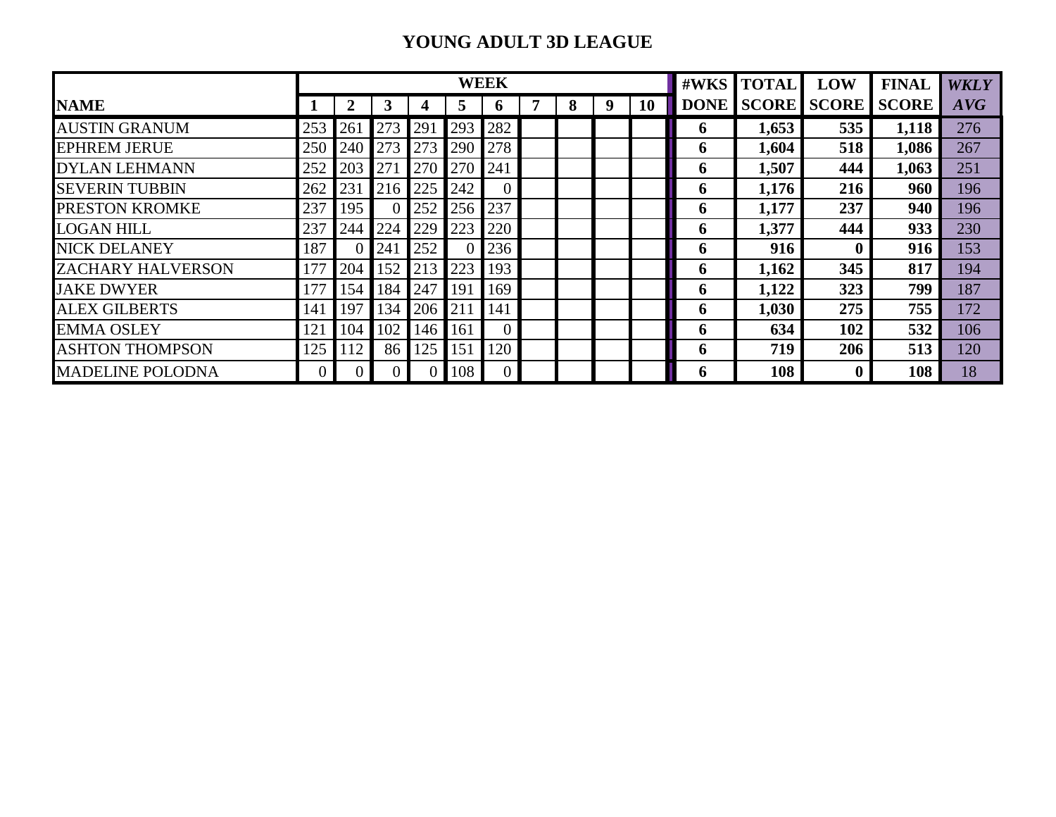# YOUNG ADULT 3D LEAGUE

| NAME | WEEK 1 | 2 | 3 | 4 | 5 | 6 | 7 | 8 | 9 | 10 | #WKS DONE | TOTAL SCORE | LOW SCORE | FINAL SCORE | *WKLY AVG* |
|---|---|---|---|---|---|---|---|---|---|---|---|---|---|---|---|
| AUSTIN GRANUM | 253 | 261 | 273 | 291 | 293 | 282 | | | | | **6** | **1,653** | **535** | **1,118** | 276 |
| EPHREM JERUE | 250 | 240 | 273 | 273 | 290 | 278 | | | | | **6** | **1,604** | **518** | **1,086** | 267 |
| DYLAN LEHMANN | 252 | 203 | 271 | 270 | 270 | 241 | | | | | **6** | **1,507** | **444** | **1,063** | 251 |
| SEVERIN TUBBIN | 262 | 231 | 216 | 225 | 242 | 0 | | | | | **6** | **1,176** | **216** | **960** | 196 |
| PRESTON KROMKE | 237 | 195 | 0 | 252 | 256 | 237 | | | | | **6** | **1,177** | **237** | **940** | 196 |
| LOGAN HILL | 237 | 244 | 224 | 229 | 223 | 220 | | | | | **6** | **1,377** | **444** | **933** | 230 |
| NICK DELANEY | 187 | 0 | 241 | 252 | 0 | 236 | | | | | **6** | **916** | **0** | **916** | 153 |
| ZACHARY HALVERSON | 177 | 204 | 152 | 213 | 223 | 193 | | | | | **6** | **1,162** | **345** | **817** | 194 |
| JAKE DWYER | 177 | 154 | 184 | 247 | 191 | 169 | | | | | **6** | **1,122** | **323** | **799** | 187 |
| ALEX GILBERTS | 141 | 197 | 134 | 206 | 211 | 141 | | | | | **6** | **1,030** | **275** | **755** | 172 |
| EMMA OSLEY | 121 | 104 | 102 | 146 | 161 | 0 | | | | | **6** | **634** | **102** | **532** | 106 |
| ASHTON THOMPSON | 125 | 112 | 86 | 125 | 151 | 120 | | | | | **6** | **719** | **206** | **513** | 120 |
| MADELINE POLODNA | 0 | 0 | 0 | 0 | 108 | 0 | | | | | **6** | **108** | **0** | **108** | 18 |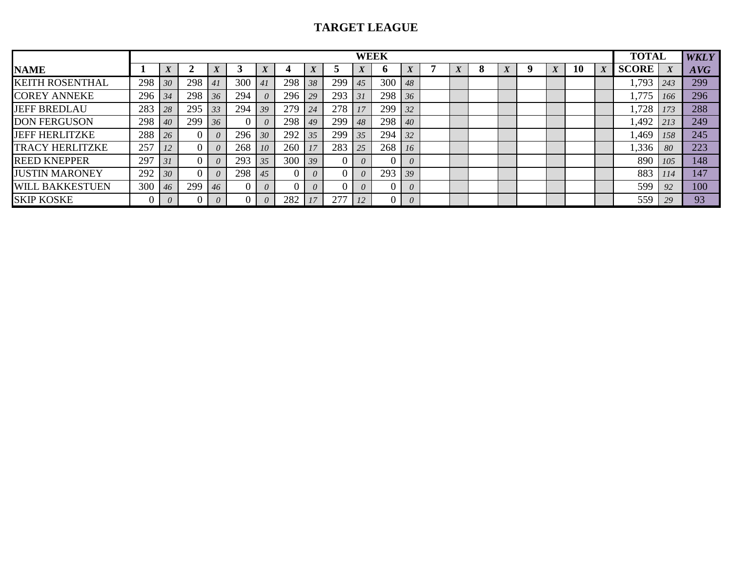# TARGET LEAGUE

| NAME | WEEK | | | | | | | | | | | | | | | | | | | | TOTAL | | WKLY |
|---|---|---|---|---|---|---|---|---|---|---|---|---|---|---|---|---|---|---|---|---|---|---|---|
| | 1 | X | 2 | X | 3 | X | 4 | X | 5 | X | 6 | X | 7 | X | 8 | X | 9 | X | 10 | X | SCORE | X | AVG |
| KEITH ROSENTHAL | 298 | 30 | 298 | 41 | 300 | 41 | 298 | 38 | 299 | 45 | 300 | 48 | | | | | | | | | 1,793 | 243 | 299 |
| COREY ANNEKE | 296 | 34 | 298 | 36 | 294 | 0 | 296 | 29 | 293 | 31 | 298 | 36 | | | | | | | | | 1,775 | 166 | 296 |
| JEFF BREDLAU | 283 | 28 | 295 | 33 | 294 | 39 | 279 | 24 | 278 | 17 | 299 | 32 | | | | | | | | | 1,728 | 173 | 288 |
| DON FERGUSON | 298 | 40 | 299 | 36 | 0 | 0 | 298 | 49 | 299 | 48 | 298 | 40 | | | | | | | | | 1,492 | 213 | 249 |
| JEFF HERLITZKE | 288 | 26 | 0 | 0 | 296 | 30 | 292 | 35 | 299 | 35 | 294 | 32 | | | | | | | | | 1,469 | 158 | 245 |
| TRACY HERLITZKE | 257 | 12 | 0 | 0 | 268 | 10 | 260 | 17 | 283 | 25 | 268 | 16 | | | | | | | | | 1,336 | 80 | 223 |
| REED KNEPPER | 297 | 31 | 0 | 0 | 293 | 35 | 300 | 39 | 0 | 0 | 0 | 0 | | | | | | | | | 890 | 105 | 148 |
| JUSTIN MARONEY | 292 | 30 | 0 | 0 | 298 | 45 | 0 | 0 | 0 | 0 | 293 | 39 | | | | | | | | | 883 | 114 | 147 |
| WILL BAKKESTUEN | 300 | 46 | 299 | 46 | 0 | 0 | 0 | 0 | 0 | 0 | 0 | 0 | | | | | | | | | 599 | 92 | 100 |
| SKIP KOSKE | 0 | 0 | 0 | 0 | 0 | 0 | 282 | 17 | 277 | 12 | 0 | 0 | | | | | | | | | 559 | 29 | 93 |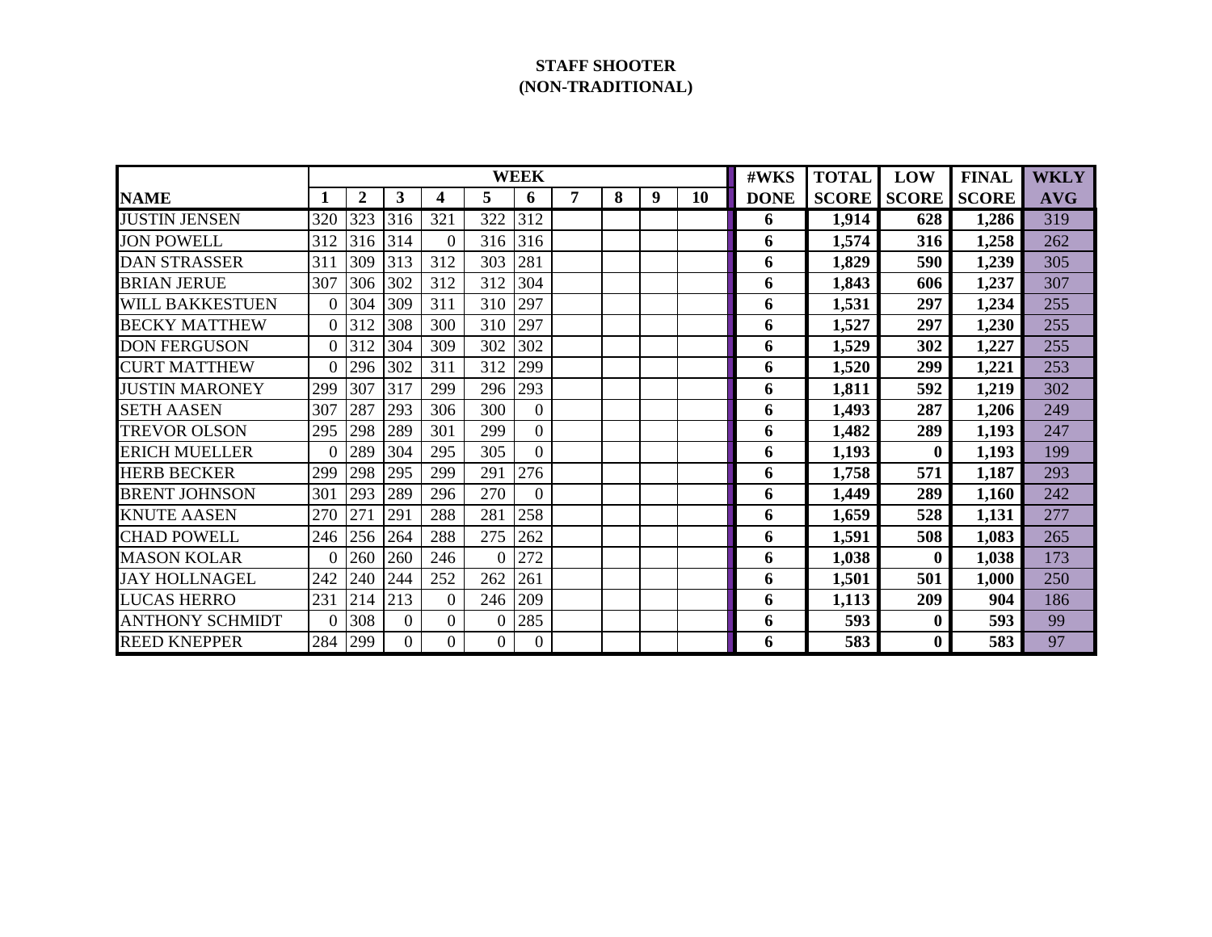**STAFF SHOOTER**
**(NON-TRADITIONAL)**

| | WEEK | | | | | | | | | | #WKS | TOTAL | LOW | FINAL | WKLY |
|---|---|---|---|---|---|---|---|---|---|---|---|---|---|---|---|
| NAME | 1 | 2 | 3 | 4 | 5 | 6 | 7 | 8 | 9 | 10 | DONE | SCORE | SCORE | SCORE | AVG |
| JUSTIN JENSEN | 320 | 323 | 316 | 321 | 322 | 312 | | | | | 6 | 1,914 | 628 | 1,286 | 319 |
| JON POWELL | 312 | 316 | 314 | 0 | 316 | 316 | | | | | 6 | 1,574 | 316 | 1,258 | 262 |
| DAN STRASSER | 311 | 309 | 313 | 312 | 303 | 281 | | | | | 6 | 1,829 | 590 | 1,239 | 305 |
| BRIAN JERUE | 307 | 306 | 302 | 312 | 312 | 304 | | | | | 6 | 1,843 | 606 | 1,237 | 307 |
| WILL BAKKESTUEN | 0 | 304 | 309 | 311 | 310 | 297 | | | | | 6 | 1,531 | 297 | 1,234 | 255 |
| BECKY MATTHEW | 0 | 312 | 308 | 300 | 310 | 297 | | | | | 6 | 1,527 | 297 | 1,230 | 255 |
| DON FERGUSON | 0 | 312 | 304 | 309 | 302 | 302 | | | | | 6 | 1,529 | 302 | 1,227 | 255 |
| CURT MATTHEW | 0 | 296 | 302 | 311 | 312 | 299 | | | | | 6 | 1,520 | 299 | 1,221 | 253 |
| JUSTIN MARONEY | 299 | 307 | 317 | 299 | 296 | 293 | | | | | 6 | 1,811 | 592 | 1,219 | 302 |
| SETH AASEN | 307 | 287 | 293 | 306 | 300 | 0 | | | | | 6 | 1,493 | 287 | 1,206 | 249 |
| TREVOR OLSON | 295 | 298 | 289 | 301 | 299 | 0 | | | | | 6 | 1,482 | 289 | 1,193 | 247 |
| ERICH MUELLER | 0 | 289 | 304 | 295 | 305 | 0 | | | | | 6 | 1,193 | 0 | 1,193 | 199 |
| HERB BECKER | 299 | 298 | 295 | 299 | 291 | 276 | | | | | 6 | 1,758 | 571 | 1,187 | 293 |
| BRENT JOHNSON | 301 | 293 | 289 | 296 | 270 | 0 | | | | | 6 | 1,449 | 289 | 1,160 | 242 |
| KNUTE AASEN | 270 | 271 | 291 | 288 | 281 | 258 | | | | | 6 | 1,659 | 528 | 1,131 | 277 |
| CHAD POWELL | 246 | 256 | 264 | 288 | 275 | 262 | | | | | 6 | 1,591 | 508 | 1,083 | 265 |
| MASON KOLAR | 0 | 260 | 260 | 246 | 0 | 272 | | | | | 6 | 1,038 | 0 | 1,038 | 173 |
| JAY HOLLNAGEL | 242 | 240 | 244 | 252 | 262 | 261 | | | | | 6 | 1,501 | 501 | 1,000 | 250 |
| LUCAS HERRO | 231 | 214 | 213 | 0 | 246 | 209 | | | | | 6 | 1,113 | 209 | 904 | 186 |
| ANTHONY SCHMIDT | 0 | 308 | 0 | 0 | 0 | 285 | | | | | 6 | 593 | 0 | 593 | 99 |
| REED KNEPPER | 284 | 299 | 0 | 0 | 0 | 0 | | | | | 6 | 583 | 0 | 583 | 97 |